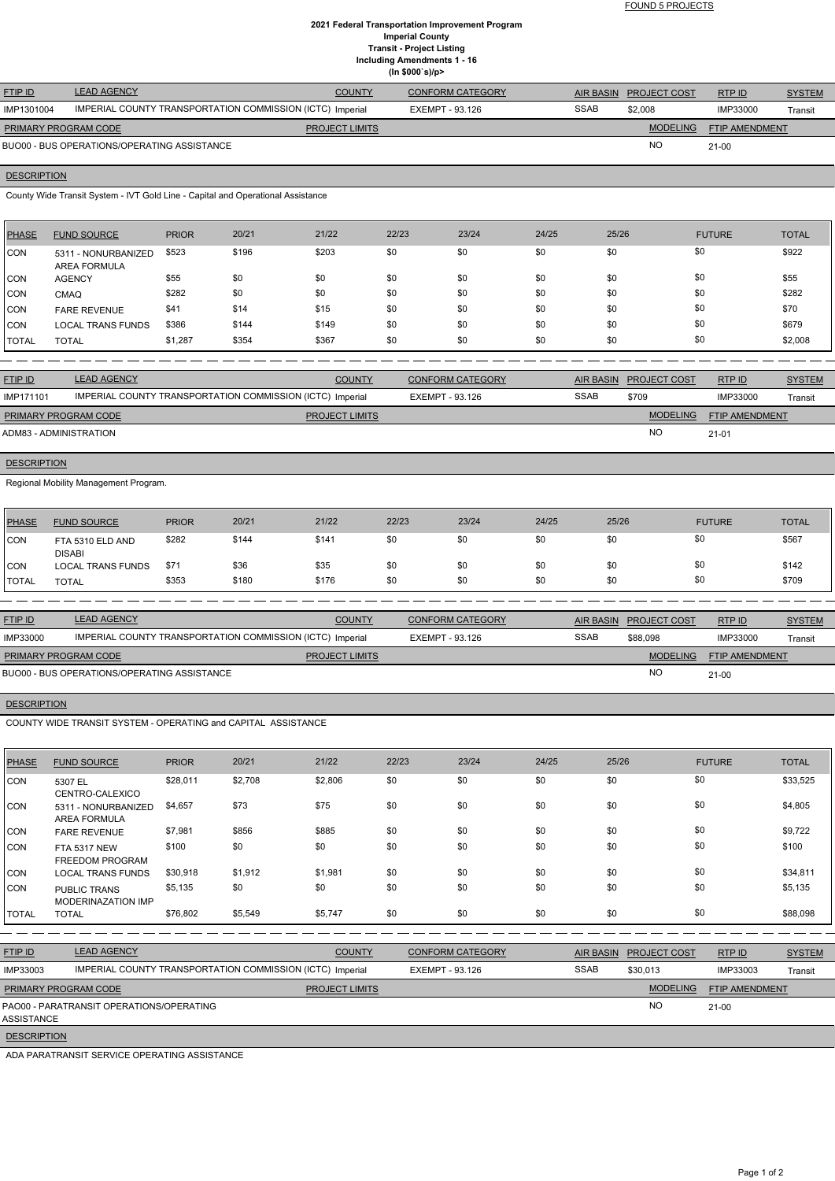FOUND 5 PROJECTS

**2021 Federal Transportation Improvement Program**
**Imperial County**
**Transit - Project Listing**
**Including Amendments 1 - 16**
**(In $000`s)/p>**

| FTIP ID | LEAD AGENCY | COUNTY | CONFORM CATEGORY | AIR BASIN | PROJECT COST | RTP ID | SYSTEM |
|---|---|---|---|---|---|---|---|
| IMP1301004 | IMPERIAL COUNTY TRANSPORTATION COMMISSION (ICTC) | Imperial | EXEMPT - 93.126 | SSAB | $2,008 | IMP33000 | Transit |

| PRIMARY PROGRAM CODE | PROJECT LIMITS | MODELING | FTIP AMENDMENT |
|---|---|---|---|
| BUO00 - BUS OPERATIONS/OPERATING ASSISTANCE | | NO | 21-00 |

**DESCRIPTION**

County Wide Transit System - IVT Gold Line - Capital and Operational Assistance

| PHASE | FUND SOURCE | PRIOR | 20/21 | 21/22 | 22/23 | 23/24 | 24/25 | 25/26 | FUTURE | TOTAL |
|---|---|---|---|---|---|---|---|---|---|---|
| CON | 5311 - NONURBANIZED AREA FORMULA | $523 | $196 | $203 | $0 | $0 | $0 | $0 | $0 | $922 |
| CON | AGENCY | $55 | $0 | $0 | $0 | $0 | $0 | $0 | $0 | $55 |
| CON | CMAQ | $282 | $0 | $0 | $0 | $0 | $0 | $0 | $0 | $282 |
| CON | FARE REVENUE | $41 | $14 | $15 | $0 | $0 | $0 | $0 | $0 | $70 |
| CON | LOCAL TRANS FUNDS | $386 | $144 | $149 | $0 | $0 | $0 | $0 | $0 | $679 |
| TOTAL | TOTAL | $1,287 | $354 | $367 | $0 | $0 | $0 | $0 | $0 | $2,008 |

| FTIP ID | LEAD AGENCY | COUNTY | CONFORM CATEGORY | AIR BASIN | PROJECT COST | RTP ID | SYSTEM |
|---|---|---|---|---|---|---|---|
| IMP171101 | IMPERIAL COUNTY TRANSPORTATION COMMISSION (ICTC) | Imperial | EXEMPT - 93.126 | SSAB | $709 | IMP33000 | Transit |

| PRIMARY PROGRAM CODE | PROJECT LIMITS | MODELING | FTIP AMENDMENT |
|---|---|---|---|
| ADM83 - ADMINISTRATION | | NO | 21-01 |

**DESCRIPTION**

Regional Mobility Management Program.

| PHASE | FUND SOURCE | PRIOR | 20/21 | 21/22 | 22/23 | 23/24 | 24/25 | 25/26 | FUTURE | TOTAL |
|---|---|---|---|---|---|---|---|---|---|---|
| CON | FTA 5310 ELD AND DISABI | $282 | $144 | $141 | $0 | $0 | $0 | $0 | $0 | $567 |
| CON | LOCAL TRANS FUNDS | $71 | $36 | $35 | $0 | $0 | $0 | $0 | $0 | $142 |
| TOTAL | TOTAL | $353 | $180 | $176 | $0 | $0 | $0 | $0 | $0 | $709 |

| FTIP ID | LEAD AGENCY | COUNTY | CONFORM CATEGORY | AIR BASIN | PROJECT COST | RTP ID | SYSTEM |
|---|---|---|---|---|---|---|---|
| IMP33000 | IMPERIAL COUNTY TRANSPORTATION COMMISSION (ICTC) | Imperial | EXEMPT - 93.126 | SSAB | $88,098 | IMP33000 | Transit |

| PRIMARY PROGRAM CODE | PROJECT LIMITS | MODELING | FTIP AMENDMENT |
|---|---|---|---|
| BUO00 - BUS OPERATIONS/OPERATING ASSISTANCE | | NO | 21-00 |

**DESCRIPTION**

COUNTY WIDE TRANSIT SYSTEM - OPERATING and CAPITAL ASSISTANCE

| PHASE | FUND SOURCE | PRIOR | 20/21 | 21/22 | 22/23 | 23/24 | 24/25 | 25/26 | FUTURE | TOTAL |
|---|---|---|---|---|---|---|---|---|---|---|
| CON | 5307 EL CENTRO-CALEXICO | $28,011 | $2,708 | $2,806 | $0 | $0 | $0 | $0 | $0 | $33,525 |
| CON | 5311 - NONURBANIZED AREA FORMULA | $4,657 | $73 | $75 | $0 | $0 | $0 | $0 | $0 | $4,805 |
| CON | FARE REVENUE | $7,981 | $856 | $885 | $0 | $0 | $0 | $0 | $0 | $9,722 |
| CON | FTA 5317 NEW FREEDOM PROGRAM | $100 | $0 | $0 | $0 | $0 | $0 | $0 | $0 | $100 |
| CON | LOCAL TRANS FUNDS | $30,918 | $1,912 | $1,981 | $0 | $0 | $0 | $0 | $0 | $34,811 |
| CON | PUBLIC TRANS MODERINAZATION IMP | $5,135 | $0 | $0 | $0 | $0 | $0 | $0 | $0 | $5,135 |
| TOTAL | TOTAL | $76,802 | $5,549 | $5,747 | $0 | $0 | $0 | $0 | $0 | $88,098 |

| FTIP ID | LEAD AGENCY | COUNTY | CONFORM CATEGORY | AIR BASIN | PROJECT COST | RTP ID | SYSTEM |
|---|---|---|---|---|---|---|---|
| IMP33003 | IMPERIAL COUNTY TRANSPORTATION COMMISSION (ICTC) | Imperial | EXEMPT - 93.126 | SSAB | $30,013 | IMP33003 | Transit |

| PRIMARY PROGRAM CODE | PROJECT LIMITS | MODELING | FTIP AMENDMENT |
|---|---|---|---|
| PAO00 - PARATRANSIT OPERATIONS/OPERATING ASSISTANCE | | NO | 21-00 |

**DESCRIPTION**

ADA PARATRANSIT SERVICE OPERATING ASSISTANCE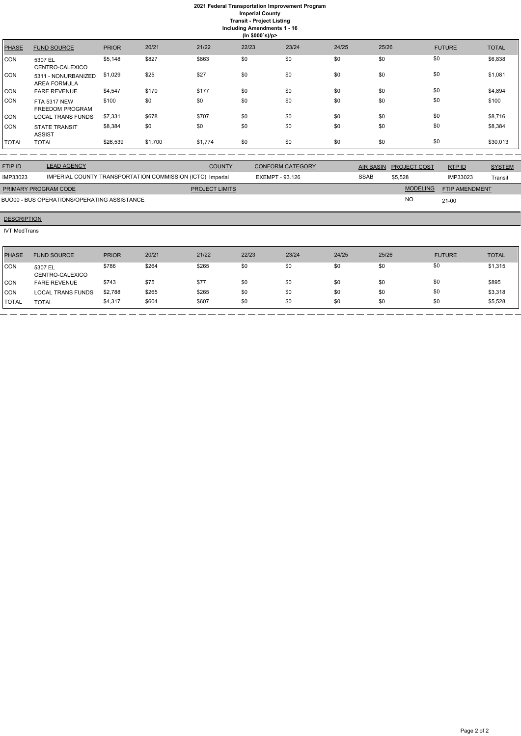**2021 Federal Transportation Improvement Program**
**Imperial County**
**Transit - Project Listing**
**Including Amendments 1 - 16**
**(In $000`s)/p>**

| PHASE | FUND SOURCE | PRIOR | 20/21 | 21/22 | 22/23 | 23/24 | 24/25 | 25/26 | FUTURE | TOTAL |
|---|---|---|---|---|---|---|---|---|---|---|
| CON | 5307 EL CENTRO-CALEXICO | $5,148 | $827 | $863 | $0 | $0 | $0 | $0 | $0 | $6,838 |
| CON | 5311 - NONURBANIZED AREA FORMULA | $1,029 | $25 | $27 | $0 | $0 | $0 | $0 | $0 | $1,081 |
| CON | FARE REVENUE | $4,547 | $170 | $177 | $0 | $0 | $0 | $0 | $0 | $4,894 |
| CON | FTA 5317 NEW FREEDOM PROGRAM | $100 | $0 | $0 | $0 | $0 | $0 | $0 | $0 | $100 |
| CON | LOCAL TRANS FUNDS | $7,331 | $678 | $707 | $0 | $0 | $0 | $0 | $0 | $8,716 |
| CON | STATE TRANSIT ASSIST | $8,384 | $0 | $0 | $0 | $0 | $0 | $0 | $0 | $8,384 |
| TOTAL | TOTAL | $26,539 | $1,700 | $1,774 | $0 | $0 | $0 | $0 | $0 | $30,013 |

| FTIP ID | LEAD AGENCY | COUNTY | CONFORM CATEGORY | AIR BASIN | PROJECT COST | RTP ID | SYSTEM |
|---|---|---|---|---|---|---|---|
| IMP33023 | IMPERIAL COUNTY TRANSPORTATION COMMISSION (ICTC) | Imperial | EXEMPT - 93.126 | SSAB | $5,528 | IMP33023 | Transit |

| PRIMARY PROGRAM CODE | PROJECT LIMITS | MODELING | FTIP AMENDMENT |
|---|---|---|---|
| BUO00 - BUS OPERATIONS/OPERATING ASSISTANCE | | NO | 21-00 |

**DESCRIPTION**

IVT MedTrans

| PHASE | FUND SOURCE | PRIOR | 20/21 | 21/22 | 22/23 | 23/24 | 24/25 | 25/26 | FUTURE | TOTAL |
|---|---|---|---|---|---|---|---|---|---|---|
| CON | 5307 EL CENTRO-CALEXICO | $786 | $264 | $265 | $0 | $0 | $0 | $0 | $0 | $1,315 |
| CON | FARE REVENUE | $743 | $75 | $77 | $0 | $0 | $0 | $0 | $0 | $895 |
| CON | LOCAL TRANS FUNDS | $2,788 | $265 | $265 | $0 | $0 | $0 | $0 | $0 | $3,318 |
| TOTAL | TOTAL | $4,317 | $604 | $607 | $0 | $0 | $0 | $0 | $0 | $5,528 |